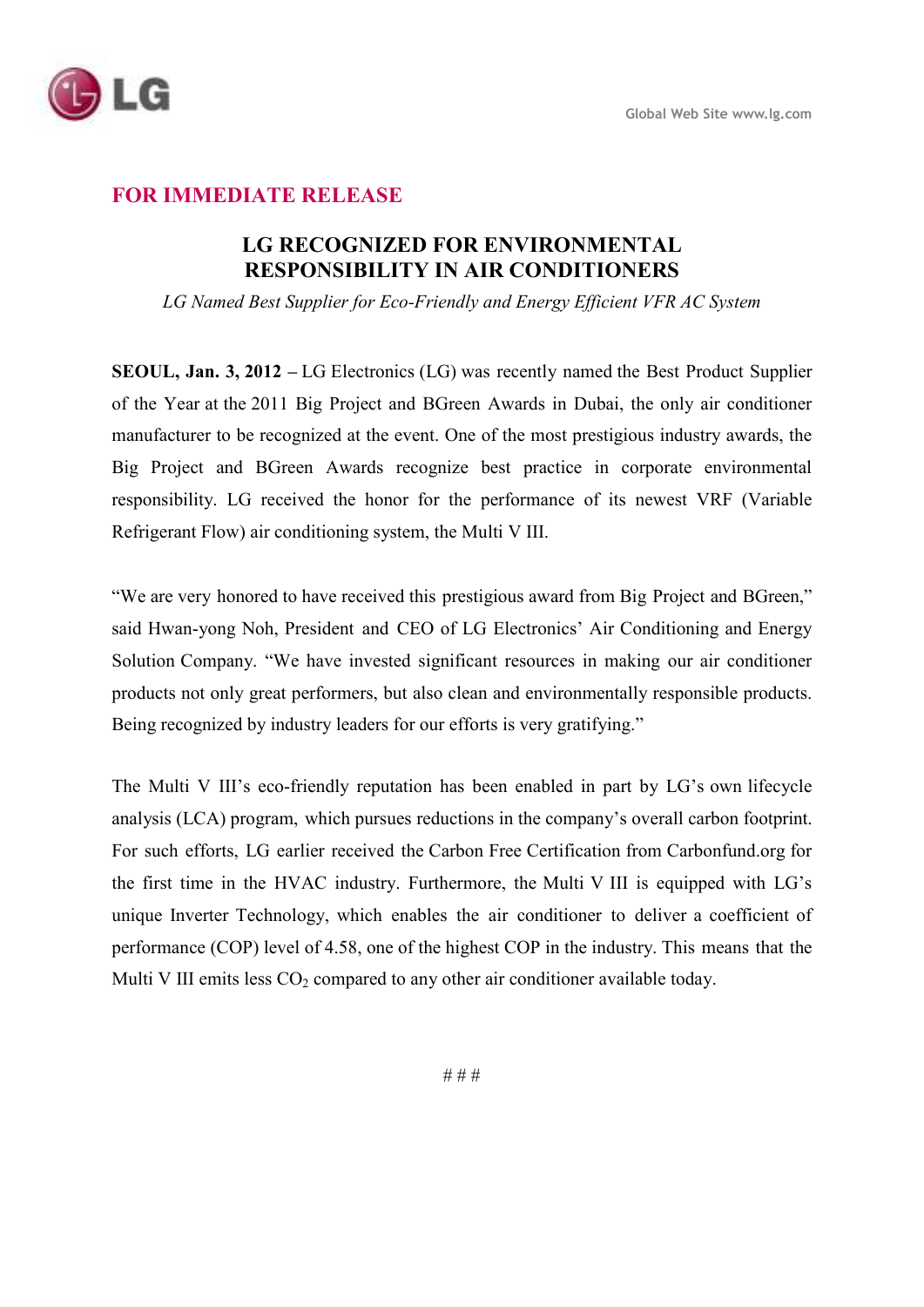Global Web Site www.lg.com

**FOR IMMEDIATE RELEASE**

# LG RECOGNIZED FOR ENVIRONMENTAL RESPONSIBILITY IN AIR CONDITIONERS

*LG Named Best Supplier for Eco-Friendly and Energy Efficient VFR AC System*

**SEOUL, Jan. 3, 2012 –** LG Electronics (LG) was recently named the Best Product Supplier of the Year at the 2011 Big Project and BGreen Awards in Dubai, the only air conditioner manufacturer to be recognized at the event. One of the most prestigious industry awards, the Big Project and BGreen Awards recognize best practice in corporate environmental responsibility. LG received the honor for the performance of its newest VRF (Variable Refrigerant Flow) air conditioning system, the Multi V III.

"We are very honored to have received this prestigious award from Big Project and BGreen," said Hwan-yong Noh, President and CEO of LG Electronics' Air Conditioning and Energy Solution Company. "We have invested significant resources in making our air conditioner products not only great performers, but also clean and environmentally responsible products. Being recognized by industry leaders for our efforts is very gratifying."

The Multi V III's eco-friendly reputation has been enabled in part by LG's own lifecycle analysis (LCA) program, which pursues reductions in the company's overall carbon footprint. For such efforts, LG earlier received the Carbon Free Certification from Carbonfund.org for the first time in the HVAC industry. Furthermore, the Multi V III is equipped with LG's unique Inverter Technology, which enables the air conditioner to deliver a coefficient of performance (COP) level of 4.58, one of the highest COP in the industry. This means that the Multi V III emits less $CO_2$ compared to any other air conditioner available today.

# # #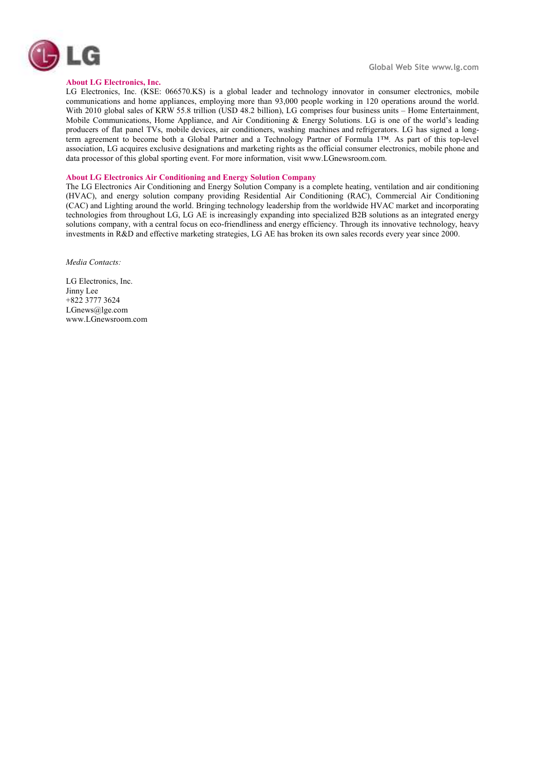**About LG Electronics, Inc.**

LG Electronics, Inc. (KSE: 066570.KS) is a global leader and technology innovator in consumer electronics, mobile communications and home appliances, employing more than 93,000 people working in 120 operations around the world. With 2010 global sales of KRW 55.8 trillion (USD 48.2 billion), LG comprises four business units – Home Entertainment, Mobile Communications, Home Appliance, and Air Conditioning & Energy Solutions. LG is one of the world's leading producers of flat panel TVs, mobile devices, air conditioners, washing machines and refrigerators. LG has signed a long-term agreement to become both a Global Partner and a Technology Partner of Formula 1™. As part of this top-level association, LG acquires exclusive designations and marketing rights as the official consumer electronics, mobile phone and data processor of this global sporting event. For more information, visit www.LGnewsroom.com.

**About LG Electronics Air Conditioning and Energy Solution Company**

The LG Electronics Air Conditioning and Energy Solution Company is a complete heating, ventilation and air conditioning (HVAC), and energy solution company providing Residential Air Conditioning (RAC), Commercial Air Conditioning (CAC) and Lighting around the world. Bringing technology leadership from the worldwide HVAC market and incorporating technologies from throughout LG, LG AE is increasingly expanding into specialized B2B solutions as an integrated energy solutions company, with a central focus on eco-friendliness and energy efficiency. Through its innovative technology, heavy investments in R&D and effective marketing strategies, LG AE has broken its own sales records every year since 2000.

*Media Contacts:*

LG Electronics, Inc.
Jinny Lee
+822 3777 3624
LGnews@lge.com
www.LGnewsroom.com